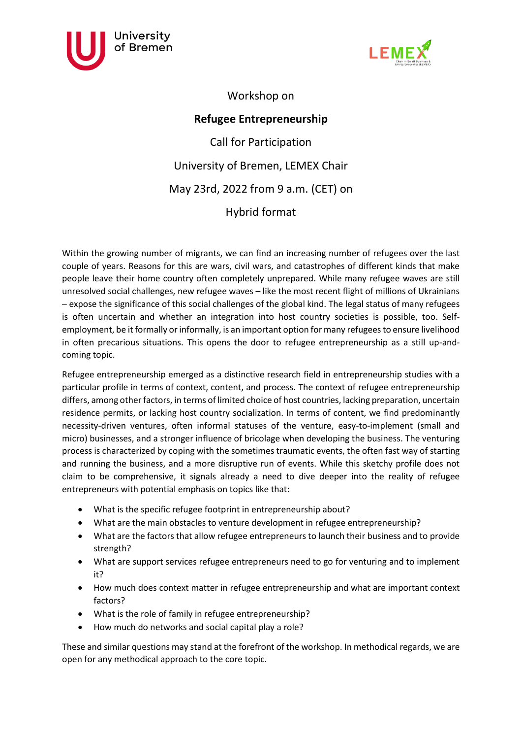Workshop on

# Refugee Entrepreneurship

Call for Participation

University of Bremen, LEMEX Chair

May 23rd, 2022 from 9 a.m. (CET) on

Hybrid format

Within the growing number of migrants, we can find an increasing number of refugees over the last couple of years. Reasons for this are wars, civil wars, and catastrophes of different kinds that make people leave their home country often completely unprepared. While many refugee waves are still unresolved social challenges, new refugee waves – like the most recent flight of millions of Ukrainians – expose the significance of this social challenges of the global kind. The legal status of many refugees is often uncertain and whether an integration into host country societies is possible, too. Self-employment, be it formally or informally, is an important option for many refugees to ensure livelihood in often precarious situations. This opens the door to refugee entrepreneurship as a still up-and-coming topic.

Refugee entrepreneurship emerged as a distinctive research field in entrepreneurship studies with a particular profile in terms of context, content, and process. The context of refugee entrepreneurship differs, among other factors, in terms of limited choice of host countries, lacking preparation, uncertain residence permits, or lacking host country socialization. In terms of content, we find predominantly necessity-driven ventures, often informal statuses of the venture, easy-to-implement (small and micro) businesses, and a stronger influence of bricolage when developing the business. The venturing process is characterized by coping with the sometimes traumatic events, the often fast way of starting and running the business, and a more disruptive run of events. While this sketchy profile does not claim to be comprehensive, it signals already a need to dive deeper into the reality of refugee entrepreneurs with potential emphasis on topics like that:

- What is the specific refugee footprint in entrepreneurship about?
- What are the main obstacles to venture development in refugee entrepreneurship?
- What are the factors that allow refugee entrepreneurs to launch their business and to provide strength?
- What are support services refugee entrepreneurs need to go for venturing and to implement it?
- How much does context matter in refugee entrepreneurship and what are important context factors?
- What is the role of family in refugee entrepreneurship?
- How much do networks and social capital play a role?

These and similar questions may stand at the forefront of the workshop. In methodical regards, we are open for any methodical approach to the core topic.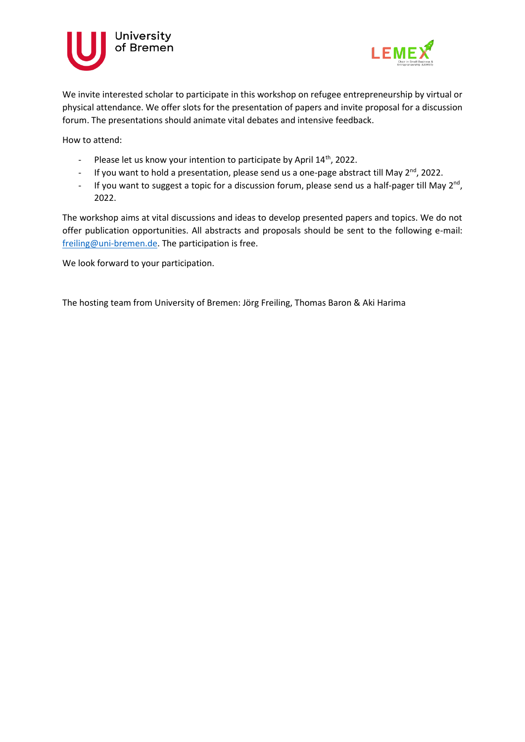We invite interested scholar to participate in this workshop on refugee entrepreneurship by virtual or physical attendance. We offer slots for the presentation of papers and invite proposal for a discussion forum. The presentations should animate vital debates and intensive feedback.

How to attend:

- Please let us know your intention to participate by April 14th, 2022.
- If you want to hold a presentation, please send us a one-page abstract till May 2nd, 2022.
- If you want to suggest a topic for a discussion forum, please send us a half-pager till May 2nd, 2022.

The workshop aims at vital discussions and ideas to develop presented papers and topics. We do not offer publication opportunities. All abstracts and proposals should be sent to the following e-mail: freiling@uni-bremen.de. The participation is free.

We look forward to your participation.

The hosting team from University of Bremen: Jörg Freiling, Thomas Baron & Aki Harima